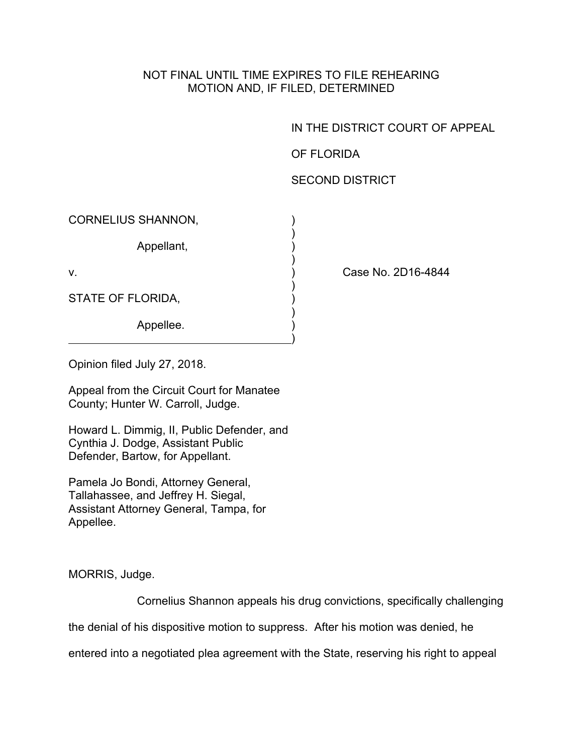NOT FINAL UNTIL TIME EXPIRES TO FILE REHEARING
MOTION AND, IF FILED, DETERMINED

IN THE DISTRICT COURT OF APPEAL

OF FLORIDA

SECOND DISTRICT

CORNELIUS SHANNON,

Appellant,

v.

STATE OF FLORIDA,

Appellee.

Case No. 2D16-4844

Opinion filed July 27, 2018.

Appeal from the Circuit Court for Manatee County; Hunter W. Carroll, Judge.

Howard L. Dimmig, II, Public Defender, and Cynthia J. Dodge, Assistant Public Defender, Bartow, for Appellant.

Pamela Jo Bondi, Attorney General, Tallahassee, and Jeffrey H. Siegal, Assistant Attorney General, Tampa, for Appellee.

MORRIS, Judge.

Cornelius Shannon appeals his drug convictions, specifically challenging the denial of his dispositive motion to suppress. After his motion was denied, he entered into a negotiated plea agreement with the State, reserving his right to appeal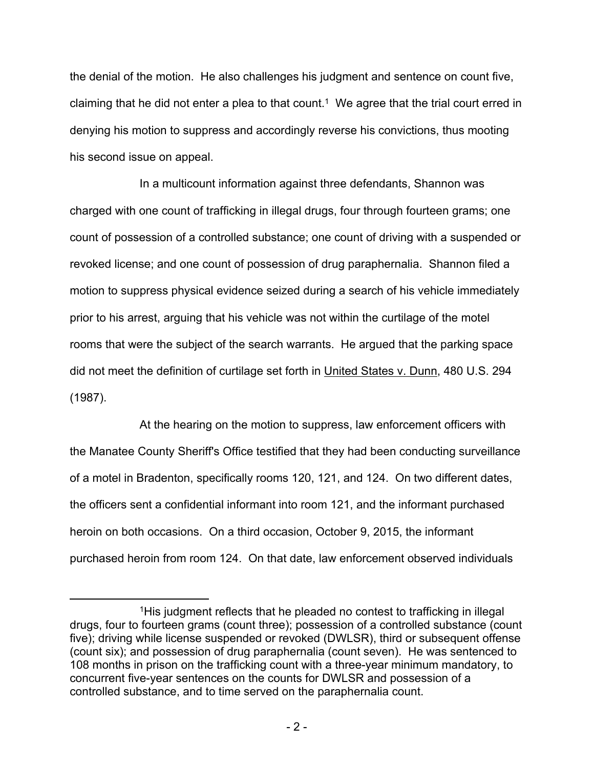the denial of the motion. He also challenges his judgment and sentence on count five, claiming that he did not enter a plea to that count.[1] We agree that the trial court erred in denying his motion to suppress and accordingly reverse his convictions, thus mooting his second issue on appeal.

In a multicount information against three defendants, Shannon was charged with one count of trafficking in illegal drugs, four through fourteen grams; one count of possession of a controlled substance; one count of driving with a suspended or revoked license; and one count of possession of drug paraphernalia. Shannon filed a motion to suppress physical evidence seized during a search of his vehicle immediately prior to his arrest, arguing that his vehicle was not within the curtilage of the motel rooms that were the subject of the search warrants. He argued that the parking space did not meet the definition of curtilage set forth in United States v. Dunn, 480 U.S. 294 (1987).

At the hearing on the motion to suppress, law enforcement officers with the Manatee County Sheriff's Office testified that they had been conducting surveillance of a motel in Bradenton, specifically rooms 120, 121, and 124. On two different dates, the officers sent a confidential informant into room 121, and the informant purchased heroin on both occasions. On a third occasion, October 9, 2015, the informant purchased heroin from room 124. On that date, law enforcement observed individuals

---

[1]His judgment reflects that he pleaded no contest to trafficking in illegal drugs, four to fourteen grams (count three); possession of a controlled substance (count five); driving while license suspended or revoked (DWLSR), third or subsequent offense (count six); and possession of drug paraphernalia (count seven). He was sentenced to 108 months in prison on the trafficking count with a three-year minimum mandatory, to concurrent five-year sentences on the counts for DWLSR and possession of a controlled substance, and to time served on the paraphernalia count.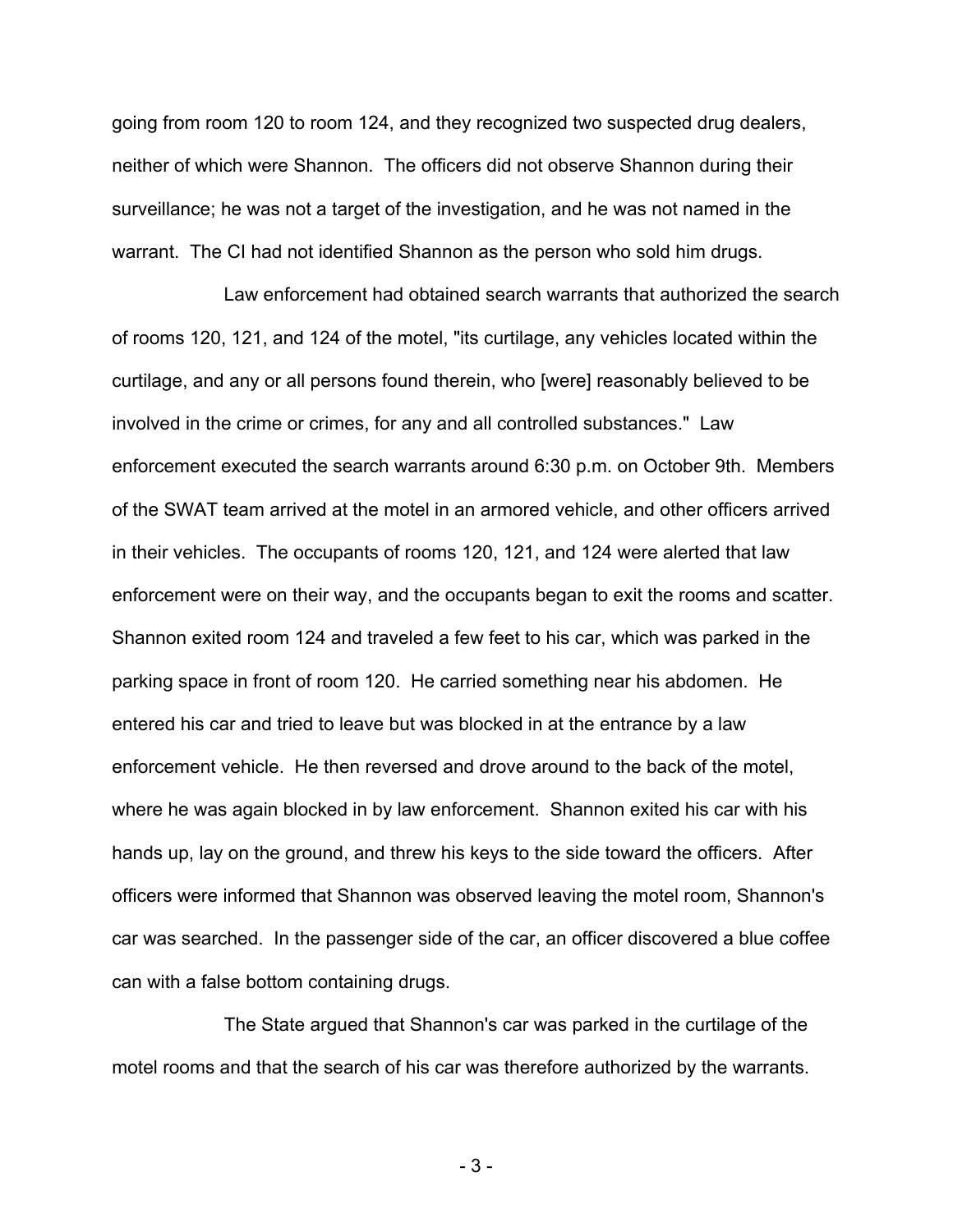going from room 120 to room 124, and they recognized two suspected drug dealers, neither of which were Shannon. The officers did not observe Shannon during their surveillance; he was not a target of the investigation, and he was not named in the warrant. The CI had not identified Shannon as the person who sold him drugs.

Law enforcement had obtained search warrants that authorized the search of rooms 120, 121, and 124 of the motel, "its curtilage, any vehicles located within the curtilage, and any or all persons found therein, who [were] reasonably believed to be involved in the crime or crimes, for any and all controlled substances." Law enforcement executed the search warrants around 6:30 p.m. on October 9th. Members of the SWAT team arrived at the motel in an armored vehicle, and other officers arrived in their vehicles. The occupants of rooms 120, 121, and 124 were alerted that law enforcement were on their way, and the occupants began to exit the rooms and scatter. Shannon exited room 124 and traveled a few feet to his car, which was parked in the parking space in front of room 120. He carried something near his abdomen. He entered his car and tried to leave but was blocked in at the entrance by a law enforcement vehicle. He then reversed and drove around to the back of the motel, where he was again blocked in by law enforcement. Shannon exited his car with his hands up, lay on the ground, and threw his keys to the side toward the officers. After officers were informed that Shannon was observed leaving the motel room, Shannon's car was searched. In the passenger side of the car, an officer discovered a blue coffee can with a false bottom containing drugs.

The State argued that Shannon's car was parked in the curtilage of the motel rooms and that the search of his car was therefore authorized by the warrants.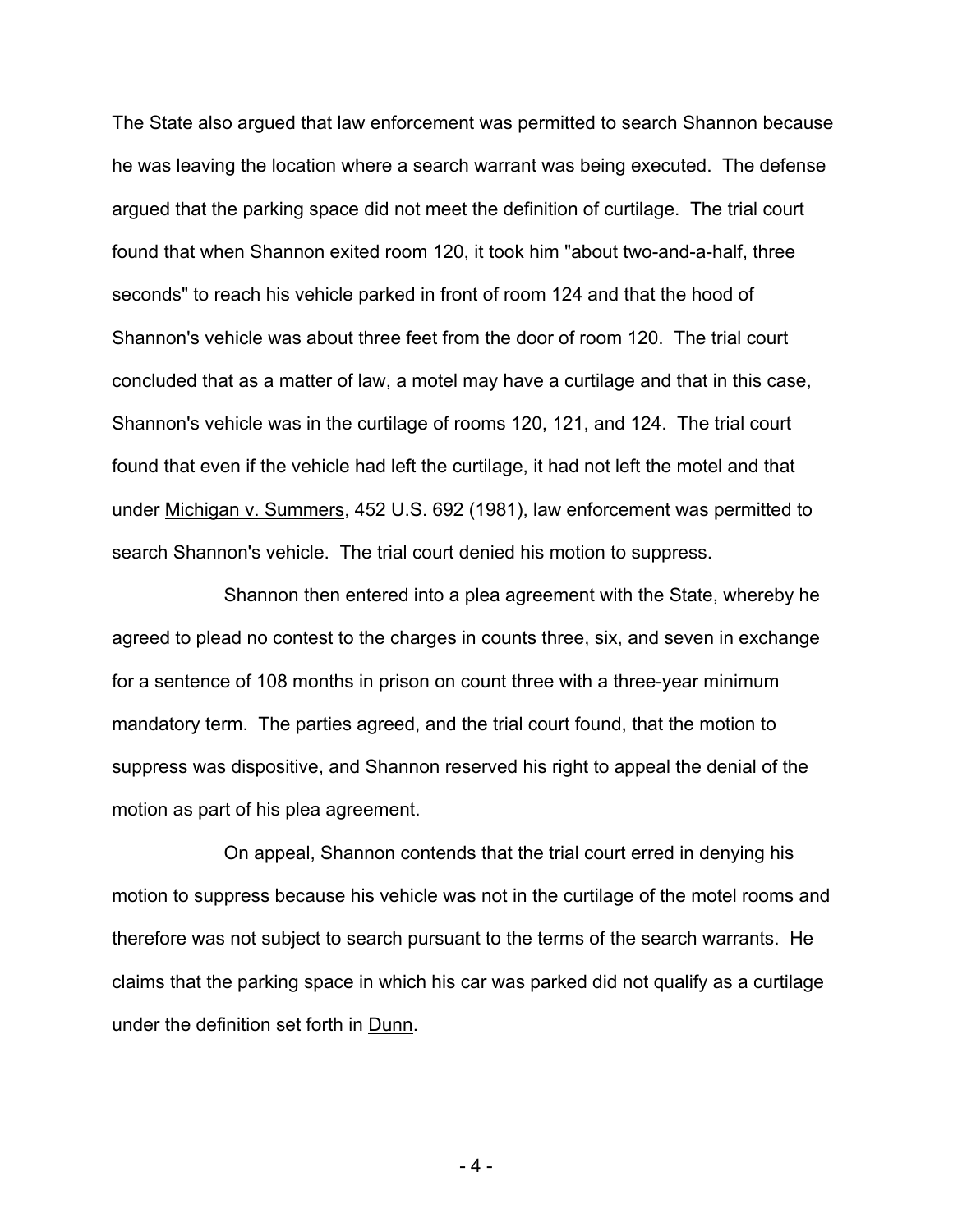The State also argued that law enforcement was permitted to search Shannon because he was leaving the location where a search warrant was being executed. The defense argued that the parking space did not meet the definition of curtilage. The trial court found that when Shannon exited room 120, it took him "about two-and-a-half, three seconds" to reach his vehicle parked in front of room 124 and that the hood of Shannon's vehicle was about three feet from the door of room 120. The trial court concluded that as a matter of law, a motel may have a curtilage and that in this case, Shannon's vehicle was in the curtilage of rooms 120, 121, and 124. The trial court found that even if the vehicle had left the curtilage, it had not left the motel and that under Michigan v. Summers, 452 U.S. 692 (1981), law enforcement was permitted to search Shannon's vehicle. The trial court denied his motion to suppress.

Shannon then entered into a plea agreement with the State, whereby he agreed to plead no contest to the charges in counts three, six, and seven in exchange for a sentence of 108 months in prison on count three with a three-year minimum mandatory term. The parties agreed, and the trial court found, that the motion to suppress was dispositive, and Shannon reserved his right to appeal the denial of the motion as part of his plea agreement.

On appeal, Shannon contends that the trial court erred in denying his motion to suppress because his vehicle was not in the curtilage of the motel rooms and therefore was not subject to search pursuant to the terms of the search warrants. He claims that the parking space in which his car was parked did not qualify as a curtilage under the definition set forth in Dunn.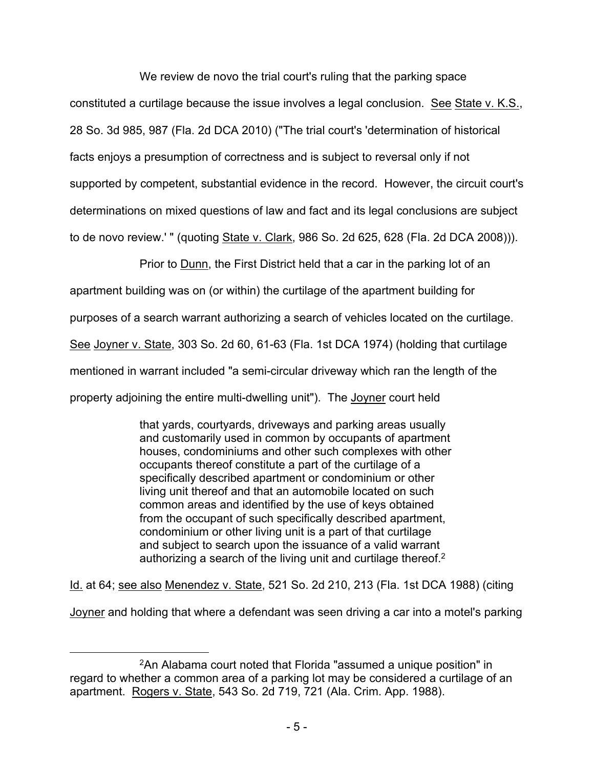We review de novo the trial court's ruling that the parking space constituted a curtilage because the issue involves a legal conclusion. See State v. K.S., 28 So. 3d 985, 987 (Fla. 2d DCA 2010) ("The trial court's 'determination of historical facts enjoys a presumption of correctness and is subject to reversal only if not supported by competent, substantial evidence in the record. However, the circuit court's determinations on mixed questions of law and fact and its legal conclusions are subject to de novo review.' " (quoting State v. Clark, 986 So. 2d 625, 628 (Fla. 2d DCA 2008))).

Prior to Dunn, the First District held that a car in the parking lot of an apartment building was on (or within) the curtilage of the apartment building for purposes of a search warrant authorizing a search of vehicles located on the curtilage. See Joyner v. State, 303 So. 2d 60, 61-63 (Fla. 1st DCA 1974) (holding that curtilage mentioned in warrant included "a semi-circular driveway which ran the length of the property adjoining the entire multi-dwelling unit"). The Joyner court held

> that yards, courtyards, driveways and parking areas usually and customarily used in common by occupants of apartment houses, condominiums and other such complexes with other occupants thereof constitute a part of the curtilage of a specifically described apartment or condominium or other living unit thereof and that an automobile located on such common areas and identified by the use of keys obtained from the occupant of such specifically described apartment, condominium or other living unit is a part of that curtilage and subject to search upon the issuance of a valid warrant authorizing a search of the living unit and curtilage thereof.[2]

Id. at 64; see also Menendez v. State, 521 So. 2d 210, 213 (Fla. 1st DCA 1988) (citing Joyner and holding that where a defendant was seen driving a car into a motel's parking

---

[2] An Alabama court noted that Florida "assumed a unique position" in regard to whether a common area of a parking lot may be considered a curtilage of an apartment. Rogers v. State, 543 So. 2d 719, 721 (Ala. Crim. App. 1988).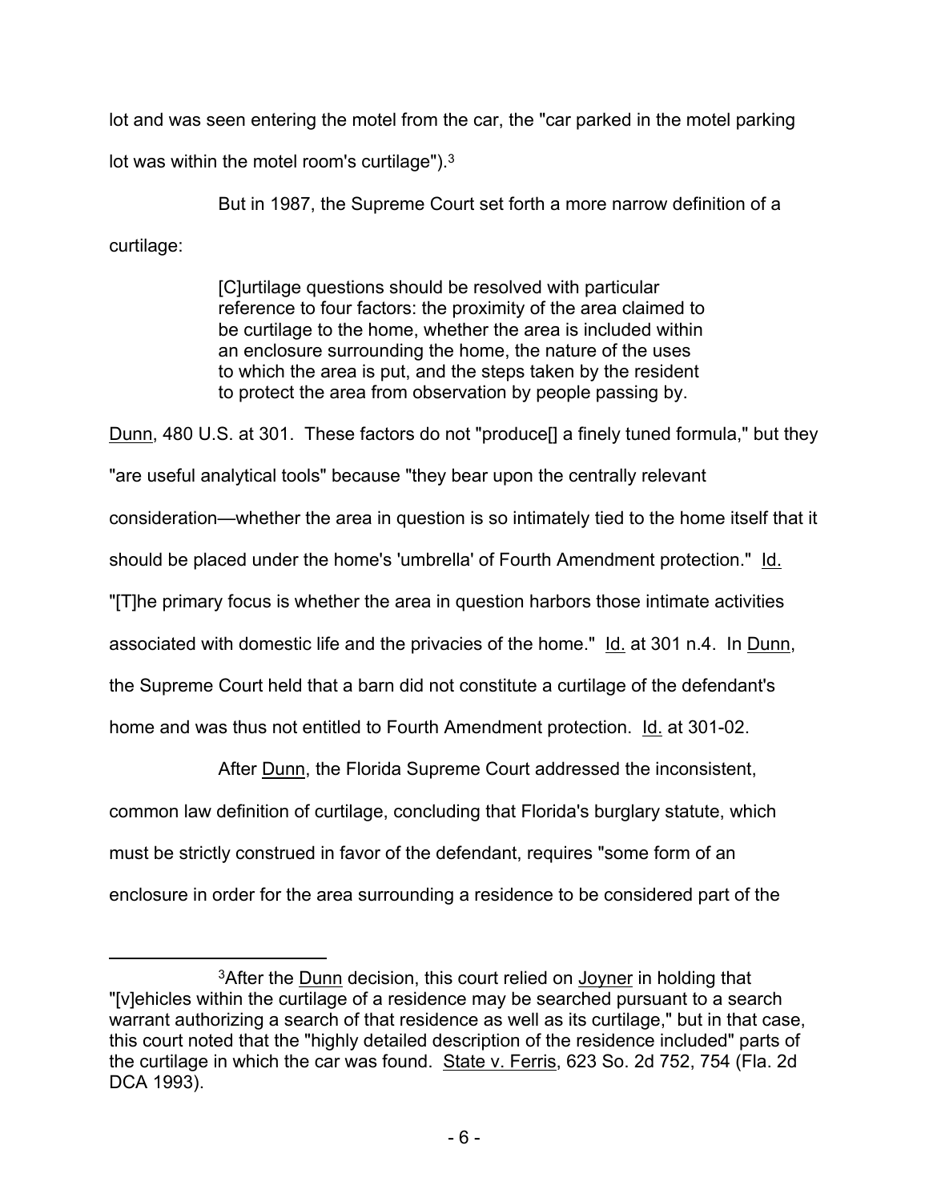lot and was seen entering the motel from the car, the "car parked in the motel parking lot was within the motel room's curtilage").[3]

But in 1987, the Supreme Court set forth a more narrow definition of a curtilage:

> [C]urtilage questions should be resolved with particular reference to four factors: the proximity of the area claimed to be curtilage to the home, whether the area is included within an enclosure surrounding the home, the nature of the uses to which the area is put, and the steps taken by the resident to protect the area from observation by people passing by.

Dunn, 480 U.S. at 301. These factors do not "produce[] a finely tuned formula," but they "are useful analytical tools" because "they bear upon the centrally relevant consideration—whether the area in question is so intimately tied to the home itself that it should be placed under the home's 'umbrella' of Fourth Amendment protection." Id. "[T]he primary focus is whether the area in question harbors those intimate activities associated with domestic life and the privacies of the home." Id. at 301 n.4. In Dunn, the Supreme Court held that a barn did not constitute a curtilage of the defendant's home and was thus not entitled to Fourth Amendment protection. Id. at 301-02.

After Dunn, the Florida Supreme Court addressed the inconsistent, common law definition of curtilage, concluding that Florida's burglary statute, which must be strictly construed in favor of the defendant, requires "some form of an enclosure in order for the area surrounding a residence to be considered part of the

---

[3] After the Dunn decision, this court relied on Joyner in holding that "[v]ehicles within the curtilage of a residence may be searched pursuant to a search warrant authorizing a search of that residence as well as its curtilage," but in that case, this court noted that the "highly detailed description of the residence included" parts of the curtilage in which the car was found. State v. Ferris, 623 So. 2d 752, 754 (Fla. 2d DCA 1993).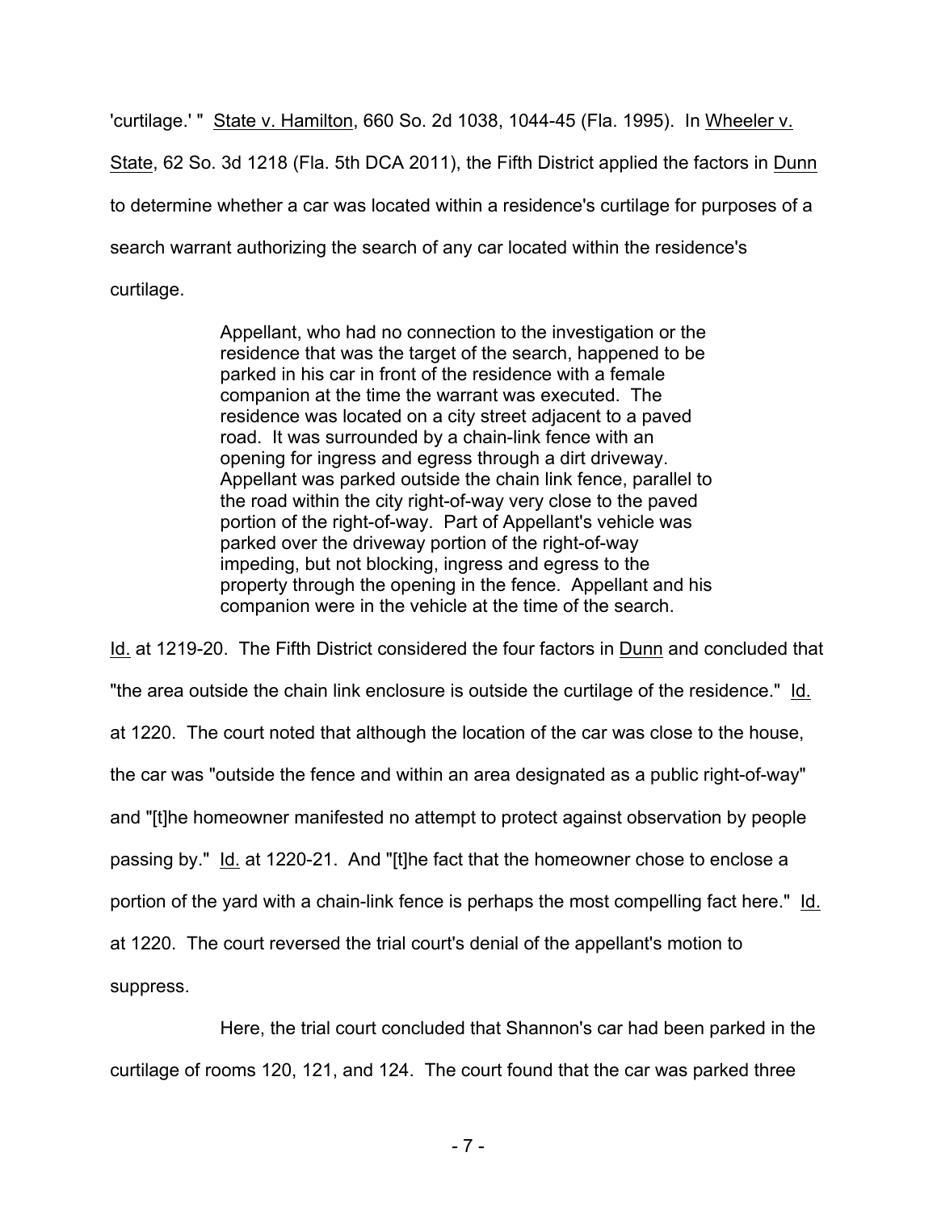'curtilage.' " State v. Hamilton, 660 So. 2d 1038, 1044-45 (Fla. 1995). In Wheeler v. State, 62 So. 3d 1218 (Fla. 5th DCA 2011), the Fifth District applied the factors in Dunn to determine whether a car was located within a residence's curtilage for purposes of a search warrant authorizing the search of any car located within the residence's curtilage.

> Appellant, who had no connection to the investigation or the residence that was the target of the search, happened to be parked in his car in front of the residence with a female companion at the time the warrant was executed. The residence was located on a city street adjacent to a paved road. It was surrounded by a chain-link fence with an opening for ingress and egress through a dirt driveway. Appellant was parked outside the chain link fence, parallel to the road within the city right-of-way very close to the paved portion of the right-of-way. Part of Appellant's vehicle was parked over the driveway portion of the right-of-way impeding, but not blocking, ingress and egress to the property through the opening in the fence. Appellant and his companion were in the vehicle at the time of the search.

Id. at 1219-20. The Fifth District considered the four factors in Dunn and concluded that "the area outside the chain link enclosure is outside the curtilage of the residence." Id. at 1220. The court noted that although the location of the car was close to the house, the car was "outside the fence and within an area designated as a public right-of-way" and "[t]he homeowner manifested no attempt to protect against observation by people passing by." Id. at 1220-21. And "[t]he fact that the homeowner chose to enclose a portion of the yard with a chain-link fence is perhaps the most compelling fact here." Id. at 1220. The court reversed the trial court's denial of the appellant's motion to suppress.

Here, the trial court concluded that Shannon's car had been parked in the curtilage of rooms 120, 121, and 124. The court found that the car was parked three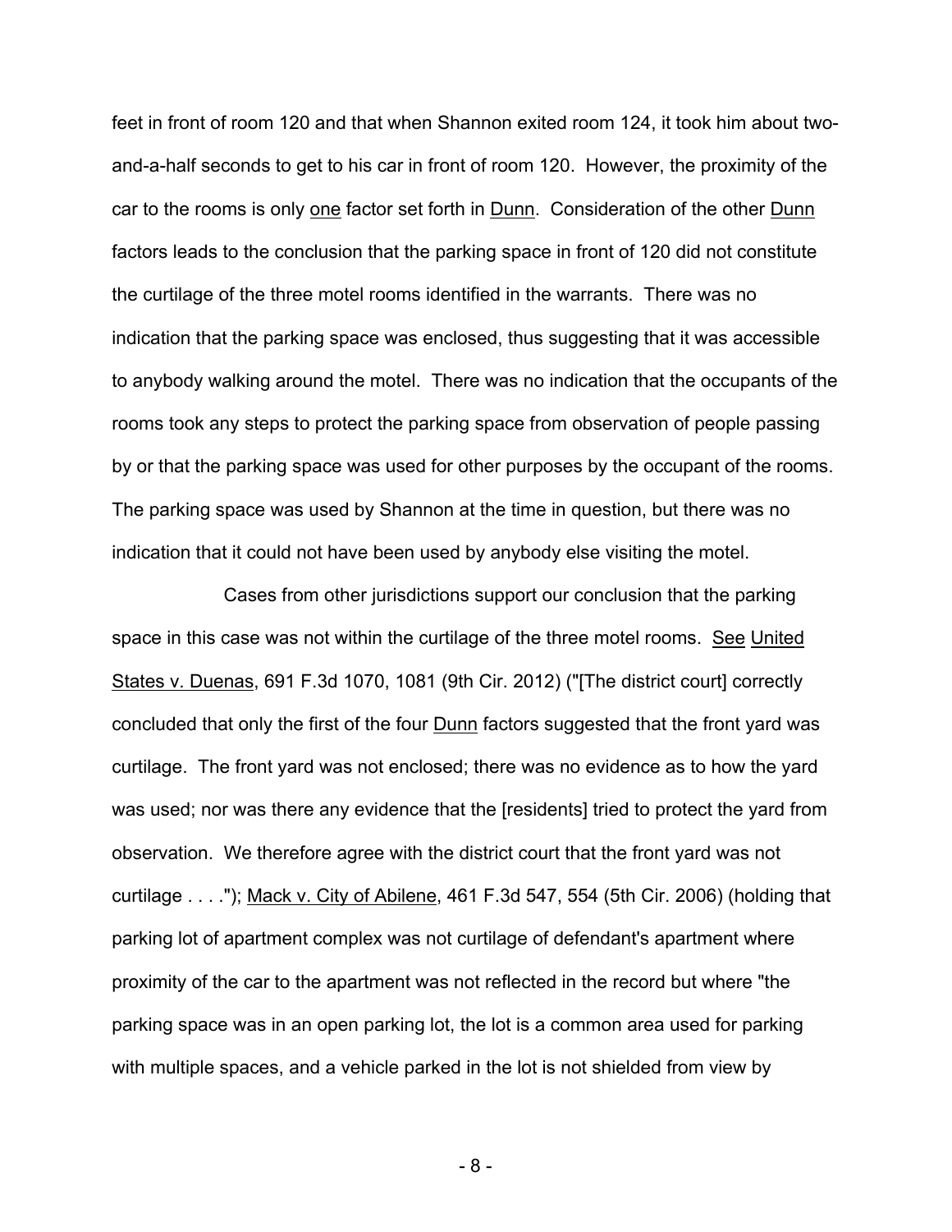feet in front of room 120 and that when Shannon exited room 124, it took him about two-and-a-half seconds to get to his car in front of room 120. However, the proximity of the car to the rooms is only one factor set forth in Dunn. Consideration of the other Dunn factors leads to the conclusion that the parking space in front of 120 did not constitute the curtilage of the three motel rooms identified in the warrants. There was no indication that the parking space was enclosed, thus suggesting that it was accessible to anybody walking around the motel. There was no indication that the occupants of the rooms took any steps to protect the parking space from observation of people passing by or that the parking space was used for other purposes by the occupant of the rooms. The parking space was used by Shannon at the time in question, but there was no indication that it could not have been used by anybody else visiting the motel.

Cases from other jurisdictions support our conclusion that the parking space in this case was not within the curtilage of the three motel rooms. See United States v. Duenas, 691 F.3d 1070, 1081 (9th Cir. 2012) ("[The district court] correctly concluded that only the first of the four Dunn factors suggested that the front yard was curtilage. The front yard was not enclosed; there was no evidence as to how the yard was used; nor was there any evidence that the [residents] tried to protect the yard from observation. We therefore agree with the district court that the front yard was not curtilage . . . ."); Mack v. City of Abilene, 461 F.3d 547, 554 (5th Cir. 2006) (holding that parking lot of apartment complex was not curtilage of defendant's apartment where proximity of the car to the apartment was not reflected in the record but where "the parking space was in an open parking lot, the lot is a common area used for parking with multiple spaces, and a vehicle parked in the lot is not shielded from view by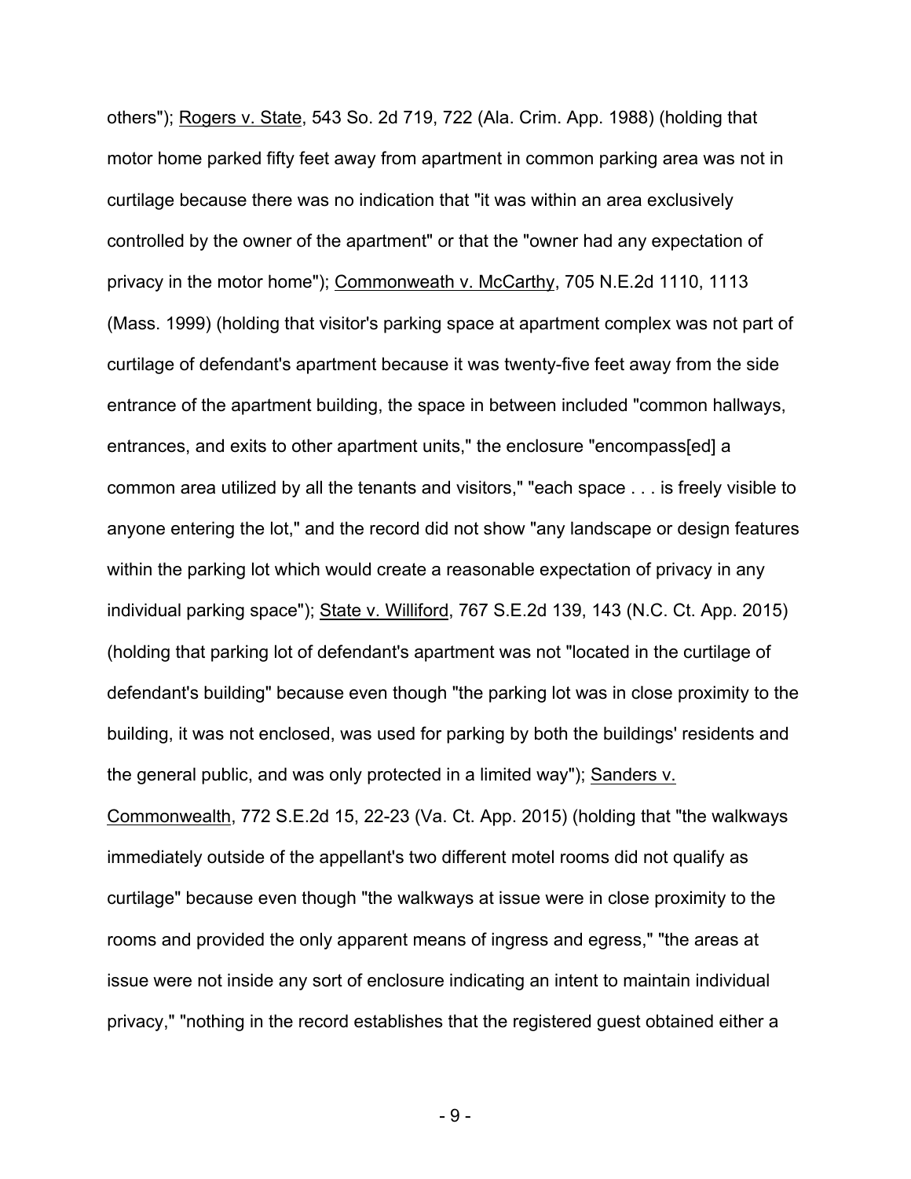others"); Rogers v. State, 543 So. 2d 719, 722 (Ala. Crim. App. 1988) (holding that motor home parked fifty feet away from apartment in common parking area was not in curtilage because there was no indication that "it was within an area exclusively controlled by the owner of the apartment" or that the "owner had any expectation of privacy in the motor home"); Commonweath v. McCarthy, 705 N.E.2d 1110, 1113 (Mass. 1999) (holding that visitor's parking space at apartment complex was not part of curtilage of defendant's apartment because it was twenty-five feet away from the side entrance of the apartment building, the space in between included "common hallways, entrances, and exits to other apartment units," the enclosure "encompass[ed] a common area utilized by all the tenants and visitors," "each space . . . is freely visible to anyone entering the lot," and the record did not show "any landscape or design features within the parking lot which would create a reasonable expectation of privacy in any individual parking space"); State v. Williford, 767 S.E.2d 139, 143 (N.C. Ct. App. 2015) (holding that parking lot of defendant's apartment was not "located in the curtilage of defendant's building" because even though "the parking lot was in close proximity to the building, it was not enclosed, was used for parking by both the buildings' residents and the general public, and was only protected in a limited way"); Sanders v. Commonwealth, 772 S.E.2d 15, 22-23 (Va. Ct. App. 2015) (holding that "the walkways immediately outside of the appellant's two different motel rooms did not qualify as curtilage" because even though "the walkways at issue were in close proximity to the rooms and provided the only apparent means of ingress and egress," "the areas at issue were not inside any sort of enclosure indicating an intent to maintain individual privacy," "nothing in the record establishes that the registered guest obtained either a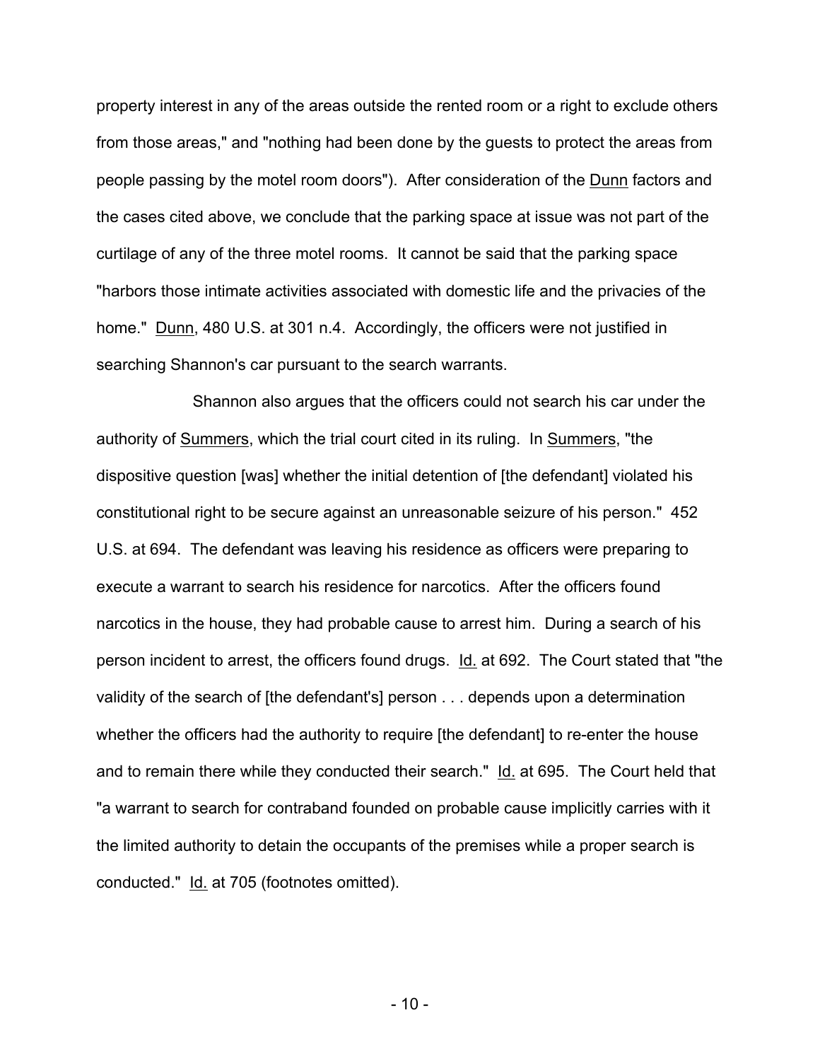property interest in any of the areas outside the rented room or a right to exclude others from those areas," and "nothing had been done by the guests to protect the areas from people passing by the motel room doors"). After consideration of the Dunn factors and the cases cited above, we conclude that the parking space at issue was not part of the curtilage of any of the three motel rooms. It cannot be said that the parking space "harbors those intimate activities associated with domestic life and the privacies of the home." Dunn, 480 U.S. at 301 n.4. Accordingly, the officers were not justified in searching Shannon's car pursuant to the search warrants.

Shannon also argues that the officers could not search his car under the authority of Summers, which the trial court cited in its ruling. In Summers, "the dispositive question [was] whether the initial detention of [the defendant] violated his constitutional right to be secure against an unreasonable seizure of his person." 452 U.S. at 694. The defendant was leaving his residence as officers were preparing to execute a warrant to search his residence for narcotics. After the officers found narcotics in the house, they had probable cause to arrest him. During a search of his person incident to arrest, the officers found drugs. Id. at 692. The Court stated that "the validity of the search of [the defendant's] person . . . depends upon a determination whether the officers had the authority to require [the defendant] to re-enter the house and to remain there while they conducted their search." Id. at 695. The Court held that "a warrant to search for contraband founded on probable cause implicitly carries with it the limited authority to detain the occupants of the premises while a proper search is conducted." Id. at 705 (footnotes omitted).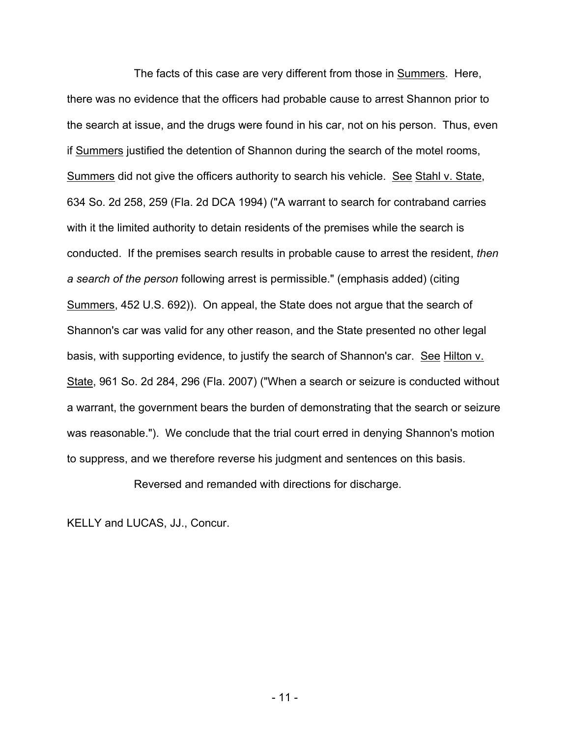The facts of this case are very different from those in Summers. Here, there was no evidence that the officers had probable cause to arrest Shannon prior to the search at issue, and the drugs were found in his car, not on his person. Thus, even if Summers justified the detention of Shannon during the search of the motel rooms, Summers did not give the officers authority to search his vehicle. See Stahl v. State, 634 So. 2d 258, 259 (Fla. 2d DCA 1994) ("A warrant to search for contraband carries with it the limited authority to detain residents of the premises while the search is conducted. If the premises search results in probable cause to arrest the resident, *then a search of the person* following arrest is permissible." (emphasis added) (citing Summers, 452 U.S. 692)). On appeal, the State does not argue that the search of Shannon's car was valid for any other reason, and the State presented no other legal basis, with supporting evidence, to justify the search of Shannon's car. See Hilton v. State, 961 So. 2d 284, 296 (Fla. 2007) ("When a search or seizure is conducted without a warrant, the government bears the burden of demonstrating that the search or seizure was reasonable."). We conclude that the trial court erred in denying Shannon's motion to suppress, and we therefore reverse his judgment and sentences on this basis.

Reversed and remanded with directions for discharge.

KELLY and LUCAS, JJ., Concur.